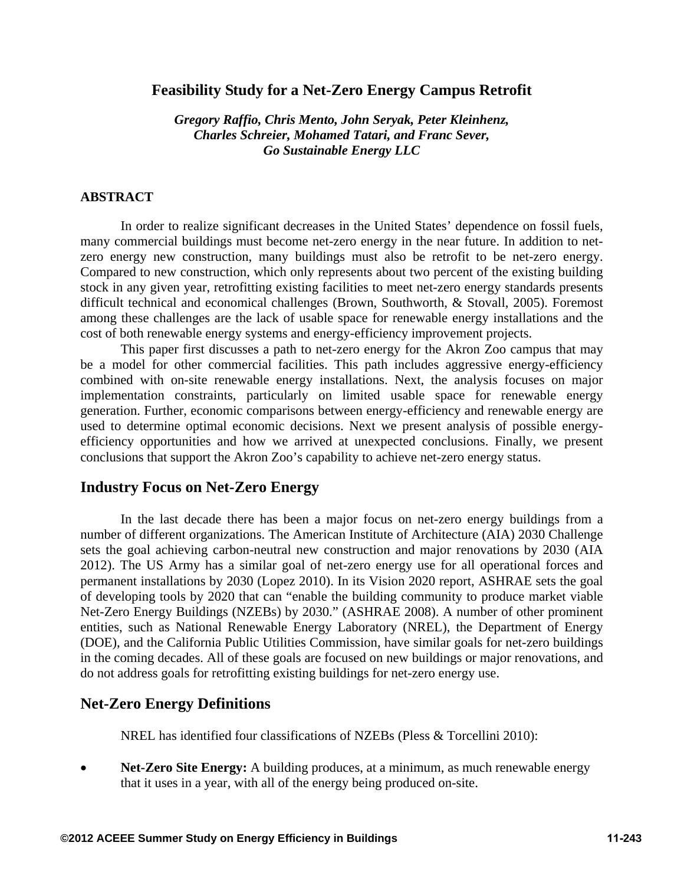# Feasibility Study for a Net-Zero Energy Campus Retrofit

*Gregory Raffio, Chris Mento, John Seryak, Peter Kleinhenz, Charles Schreier, Mohamed Tatari, and Franc Sever, Go Sustainable Energy LLC*

## ABSTRACT

In order to realize significant decreases in the United States' dependence on fossil fuels, many commercial buildings must become net-zero energy in the near future. In addition to net-zero energy new construction, many buildings must also be retrofit to be net-zero energy. Compared to new construction, which only represents about two percent of the existing building stock in any given year, retrofitting existing facilities to meet net-zero energy standards presents difficult technical and economical challenges (Brown, Southworth, & Stovall, 2005). Foremost among these challenges are the lack of usable space for renewable energy installations and the cost of both renewable energy systems and energy-efficiency improvement projects.

This paper first discusses a path to net-zero energy for the Akron Zoo campus that may be a model for other commercial facilities. This path includes aggressive energy-efficiency combined with on-site renewable energy installations. Next, the analysis focuses on major implementation constraints, particularly on limited usable space for renewable energy generation. Further, economic comparisons between energy-efficiency and renewable energy are used to determine optimal economic decisions. Next we present analysis of possible energy-efficiency opportunities and how we arrived at unexpected conclusions. Finally, we present conclusions that support the Akron Zoo's capability to achieve net-zero energy status.

## Industry Focus on Net-Zero Energy

In the last decade there has been a major focus on net-zero energy buildings from a number of different organizations. The American Institute of Architecture (AIA) 2030 Challenge sets the goal achieving carbon-neutral new construction and major renovations by 2030 (AIA 2012). The US Army has a similar goal of net-zero energy use for all operational forces and permanent installations by 2030 (Lopez 2010). In its Vision 2020 report, ASHRAE sets the goal of developing tools by 2020 that can "enable the building community to produce market viable Net-Zero Energy Buildings (NZEBs) by 2030." (ASHRAE 2008). A number of other prominent entities, such as National Renewable Energy Laboratory (NREL), the Department of Energy (DOE), and the California Public Utilities Commission, have similar goals for net-zero buildings in the coming decades. All of these goals are focused on new buildings or major renovations, and do not address goals for retrofitting existing buildings for net-zero energy use.

## Net-Zero Energy Definitions

NREL has identified four classifications of NZEBs (Pless & Torcellini 2010):

- **Net-Zero Site Energy:** A building produces, at a minimum, as much renewable energy that it uses in a year, with all of the energy being produced on-site.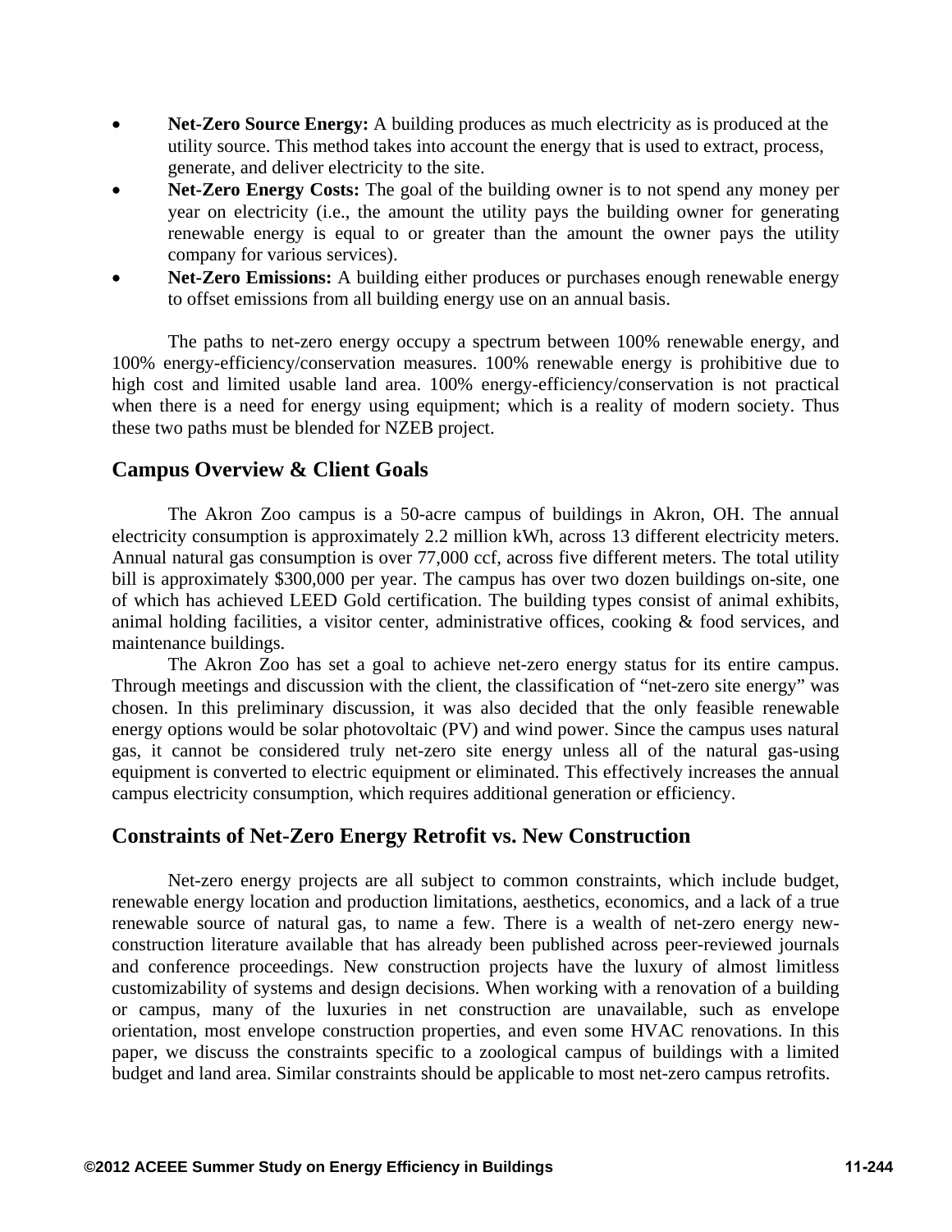- **Net-Zero Source Energy:** A building produces as much electricity as is produced at the utility source. This method takes into account the energy that is used to extract, process, generate, and deliver electricity to the site.
- **Net-Zero Energy Costs:** The goal of the building owner is to not spend any money per year on electricity (i.e., the amount the utility pays the building owner for generating renewable energy is equal to or greater than the amount the owner pays the utility company for various services).
- **Net-Zero Emissions:** A building either produces or purchases enough renewable energy to offset emissions from all building energy use on an annual basis.

The paths to net-zero energy occupy a spectrum between 100% renewable energy, and 100% energy-efficiency/conservation measures. 100% renewable energy is prohibitive due to high cost and limited usable land area. 100% energy-efficiency/conservation is not practical when there is a need for energy using equipment; which is a reality of modern society. Thus these two paths must be blended for NZEB project.

## Campus Overview & Client Goals

The Akron Zoo campus is a 50-acre campus of buildings in Akron, OH. The annual electricity consumption is approximately 2.2 million kWh, across 13 different electricity meters. Annual natural gas consumption is over 77,000 ccf, across five different meters. The total utility bill is approximately $300,000 per year. The campus has over two dozen buildings on-site, one of which has achieved LEED Gold certification. The building types consist of animal exhibits, animal holding facilities, a visitor center, administrative offices, cooking & food services, and maintenance buildings.

The Akron Zoo has set a goal to achieve net-zero energy status for its entire campus. Through meetings and discussion with the client, the classification of "net-zero site energy" was chosen. In this preliminary discussion, it was also decided that the only feasible renewable energy options would be solar photovoltaic (PV) and wind power. Since the campus uses natural gas, it cannot be considered truly net-zero site energy unless all of the natural gas-using equipment is converted to electric equipment or eliminated. This effectively increases the annual campus electricity consumption, which requires additional generation or efficiency.

## Constraints of Net-Zero Energy Retrofit vs. New Construction

Net-zero energy projects are all subject to common constraints, which include budget, renewable energy location and production limitations, aesthetics, economics, and a lack of a true renewable source of natural gas, to name a few. There is a wealth of net-zero energy new-construction literature available that has already been published across peer-reviewed journals and conference proceedings. New construction projects have the luxury of almost limitless customizability of systems and design decisions. When working with a renovation of a building or campus, many of the luxuries in net construction are unavailable, such as envelope orientation, most envelope construction properties, and even some HVAC renovations. In this paper, we discuss the constraints specific to a zoological campus of buildings with a limited budget and land area. Similar constraints should be applicable to most net-zero campus retrofits.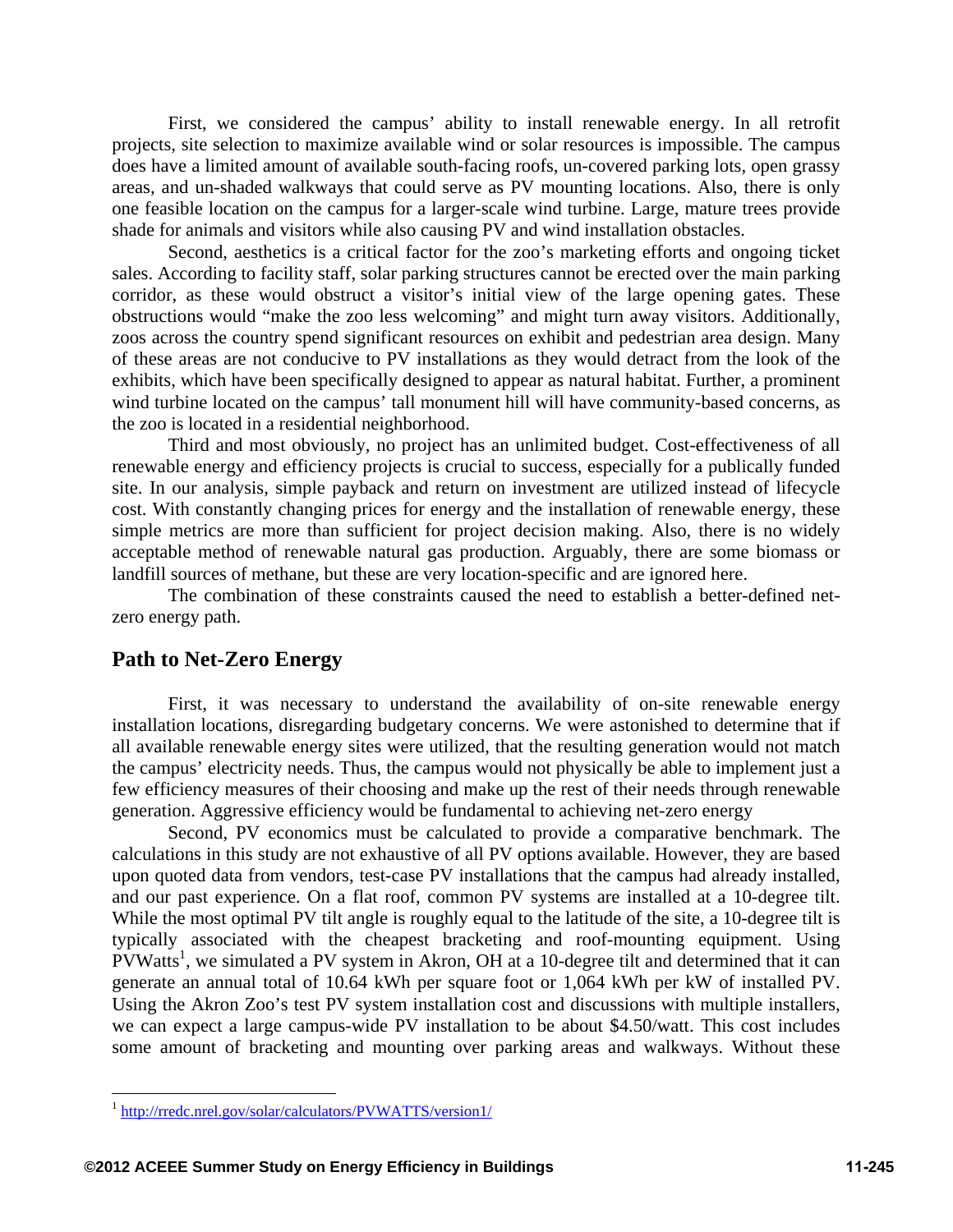First, we considered the campus' ability to install renewable energy. In all retrofit projects, site selection to maximize available wind or solar resources is impossible. The campus does have a limited amount of available south-facing roofs, un-covered parking lots, open grassy areas, and un-shaded walkways that could serve as PV mounting locations. Also, there is only one feasible location on the campus for a larger-scale wind turbine. Large, mature trees provide shade for animals and visitors while also causing PV and wind installation obstacles.

Second, aesthetics is a critical factor for the zoo's marketing efforts and ongoing ticket sales. According to facility staff, solar parking structures cannot be erected over the main parking corridor, as these would obstruct a visitor's initial view of the large opening gates. These obstructions would "make the zoo less welcoming" and might turn away visitors. Additionally, zoos across the country spend significant resources on exhibit and pedestrian area design. Many of these areas are not conducive to PV installations as they would detract from the look of the exhibits, which have been specifically designed to appear as natural habitat. Further, a prominent wind turbine located on the campus' tall monument hill will have community-based concerns, as the zoo is located in a residential neighborhood.

Third and most obviously, no project has an unlimited budget. Cost-effectiveness of all renewable energy and efficiency projects is crucial to success, especially for a publically funded site. In our analysis, simple payback and return on investment are utilized instead of lifecycle cost. With constantly changing prices for energy and the installation of renewable energy, these simple metrics are more than sufficient for project decision making. Also, there is no widely acceptable method of renewable natural gas production. Arguably, there are some biomass or landfill sources of methane, but these are very location-specific and are ignored here.

The combination of these constraints caused the need to establish a better-defined net-zero energy path.

## Path to Net-Zero Energy

First, it was necessary to understand the availability of on-site renewable energy installation locations, disregarding budgetary concerns. We were astonished to determine that if all available renewable energy sites were utilized, that the resulting generation would not match the campus' electricity needs. Thus, the campus would not physically be able to implement just a few efficiency measures of their choosing and make up the rest of their needs through renewable generation. Aggressive efficiency would be fundamental to achieving net-zero energy

Second, PV economics must be calculated to provide a comparative benchmark. The calculations in this study are not exhaustive of all PV options available. However, they are based upon quoted data from vendors, test-case PV installations that the campus had already installed, and our past experience. On a flat roof, common PV systems are installed at a 10-degree tilt. While the most optimal PV tilt angle is roughly equal to the latitude of the site, a 10-degree tilt is typically associated with the cheapest bracketing and roof-mounting equipment. Using PVWatts[1], we simulated a PV system in Akron, OH at a 10-degree tilt and determined that it can generate an annual total of 10.64 kWh per square foot or 1,064 kWh per kW of installed PV. Using the Akron Zoo's test PV system installation cost and discussions with multiple installers, we can expect a large campus-wide PV installation to be about $4.50/watt. This cost includes some amount of bracketing and mounting over parking areas and walkways. Without these

[1] http://rredc.nrel.gov/solar/calculators/PVWATTS/version1/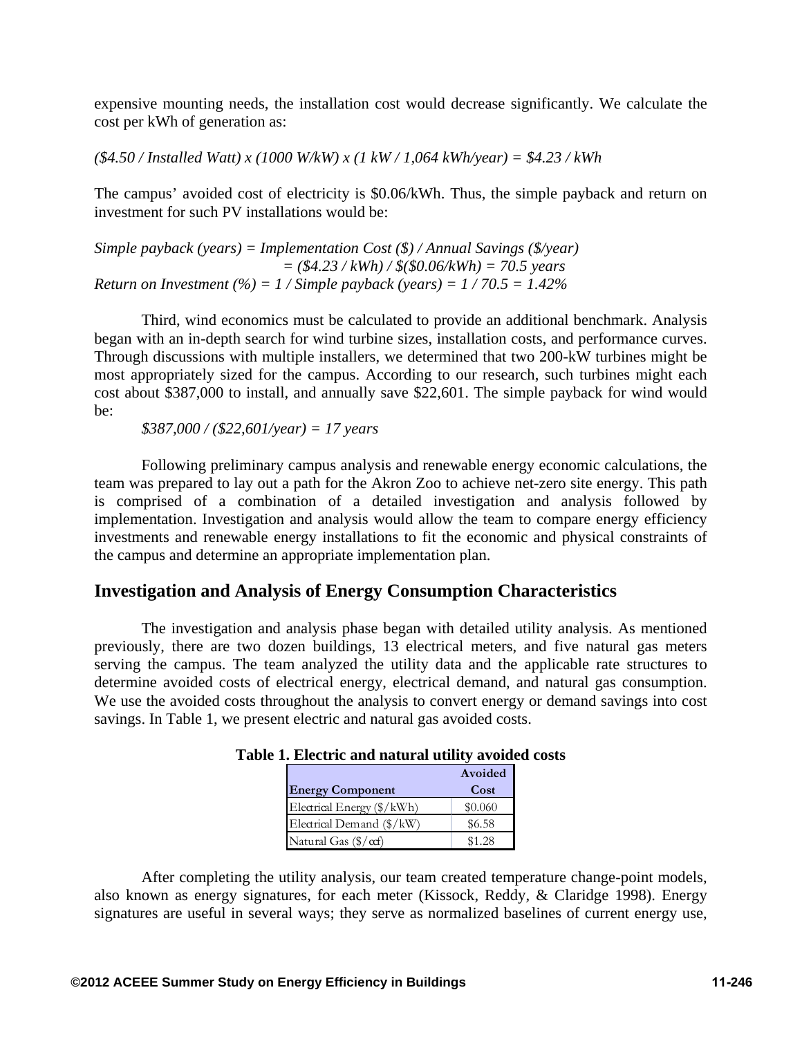expensive mounting needs, the installation cost would decrease significantly. We calculate the cost per kWh of generation as:

*($4.50 / Installed Watt) x (1000 W/kW) x (1 kW / 1,064 kWh/year) = $4.23 / kWh*

The campus' avoided cost of electricity is $0.06/kWh. Thus, the simple payback and return on investment for such PV installations would be:

*Simple payback (years) = Implementation Cost ($) / Annual Savings ($/year)*
*= ($4.23 / kWh) / $($0.06/kWh) = 70.5 years*
*Return on Investment (%) = 1 / Simple payback (years) = 1 / 70.5 = 1.42%*

Third, wind economics must be calculated to provide an additional benchmark. Analysis began with an in-depth search for wind turbine sizes, installation costs, and performance curves. Through discussions with multiple installers, we determined that two 200-kW turbines might be most appropriately sized for the campus. According to our research, such turbines might each cost about $387,000 to install, and annually save $22,601. The simple payback for wind would be:

*$387,000 / ($22,601/year) = 17 years*

Following preliminary campus analysis and renewable energy economic calculations, the team was prepared to lay out a path for the Akron Zoo to achieve net-zero site energy. This path is comprised of a combination of a detailed investigation and analysis followed by implementation. Investigation and analysis would allow the team to compare energy efficiency investments and renewable energy installations to fit the economic and physical constraints of the campus and determine an appropriate implementation plan.

## Investigation and Analysis of Energy Consumption Characteristics

The investigation and analysis phase began with detailed utility analysis. As mentioned previously, there are two dozen buildings, 13 electrical meters, and five natural gas meters serving the campus. The team analyzed the utility data and the applicable rate structures to determine avoided costs of electrical energy, electrical demand, and natural gas consumption. We use the avoided costs throughout the analysis to convert energy or demand savings into cost savings. In Table 1, we present electric and natural gas avoided costs.

**Table 1. Electric and natural utility avoided costs**

| Energy Component | Avoided Cost |
|---|---|
| Electrical Energy ($/kWh) | $0.060 |
| Electrical Demand ($/kW) | $6.58 |
| Natural Gas ($/ccf) | $1.28 |

After completing the utility analysis, our team created temperature change-point models, also known as energy signatures, for each meter (Kissock, Reddy, & Claridge 1998). Energy signatures are useful in several ways; they serve as normalized baselines of current energy use,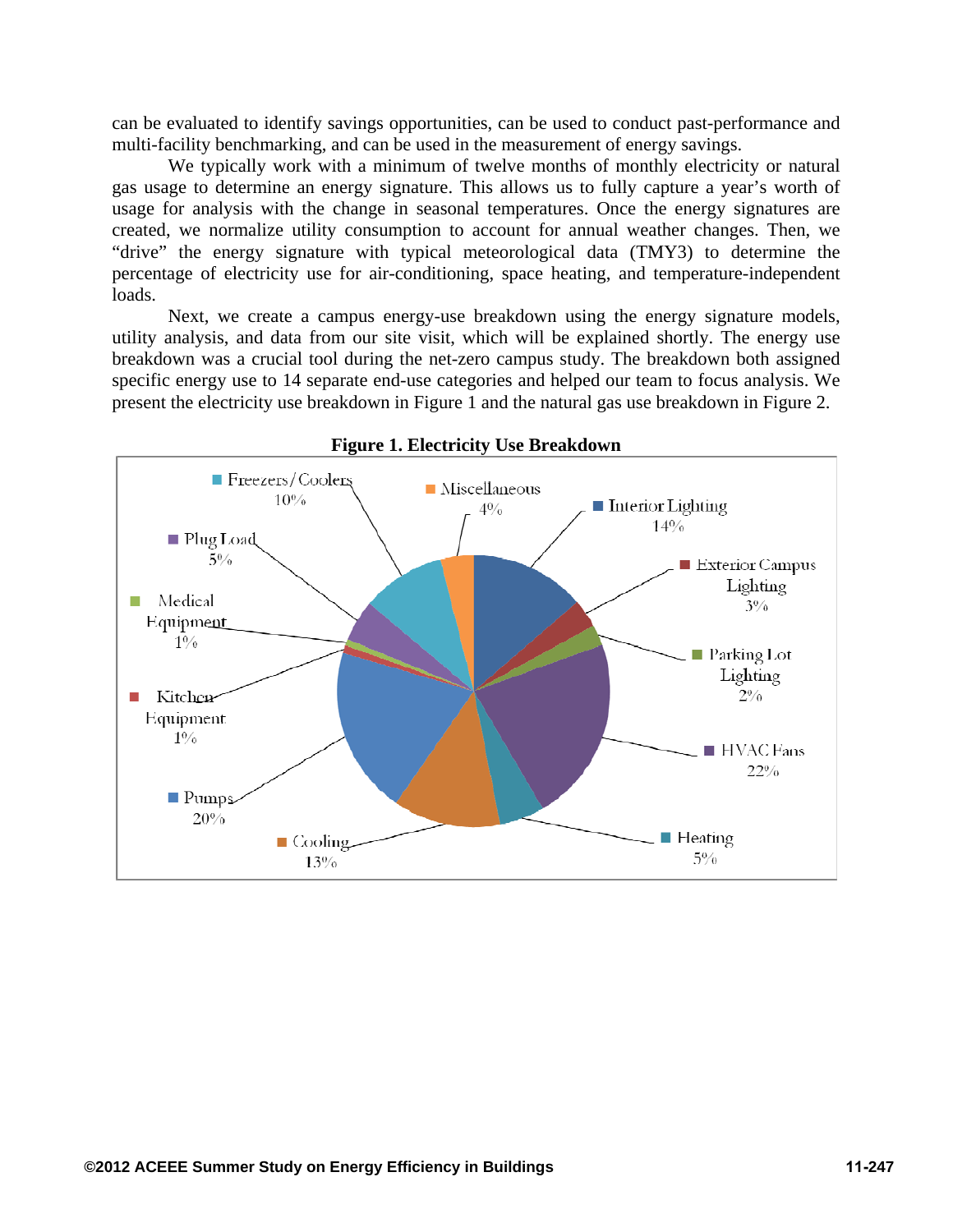can be evaluated to identify savings opportunities, can be used to conduct past-performance and multi-facility benchmarking, and can be used in the measurement of energy savings.

We typically work with a minimum of twelve months of monthly electricity or natural gas usage to determine an energy signature. This allows us to fully capture a year's worth of usage for analysis with the change in seasonal temperatures. Once the energy signatures are created, we normalize utility consumption to account for annual weather changes. Then, we "drive" the energy signature with typical meteorological data (TMY3) to determine the percentage of electricity use for air-conditioning, space heating, and temperature-independent loads.

Next, we create a campus energy-use breakdown using the energy signature models, utility analysis, and data from our site visit, which will be explained shortly. The energy use breakdown was a crucial tool during the net-zero campus study. The breakdown both assigned specific energy use to 14 separate end-use categories and helped our team to focus analysis. We present the electricity use breakdown in Figure 1 and the natural gas use breakdown in Figure 2.

**Figure 1. Electricity Use Breakdown**

| End Use | Share |
|---|---|
| Interior Lighting | 14% |
| Exterior Campus Lighting | 3% |
| Parking Lot Lighting | 2% |
| HVAC Fans | 22% |
| Heating | 5% |
| Cooling | 13% |
| Pumps | 20% |
| Kitchen Equipment | 1% |
| Medical Equipment | 1% |
| Plug Load | 5% |
| Freezers/Coolers | 10% |
| Miscellaneous | 4% |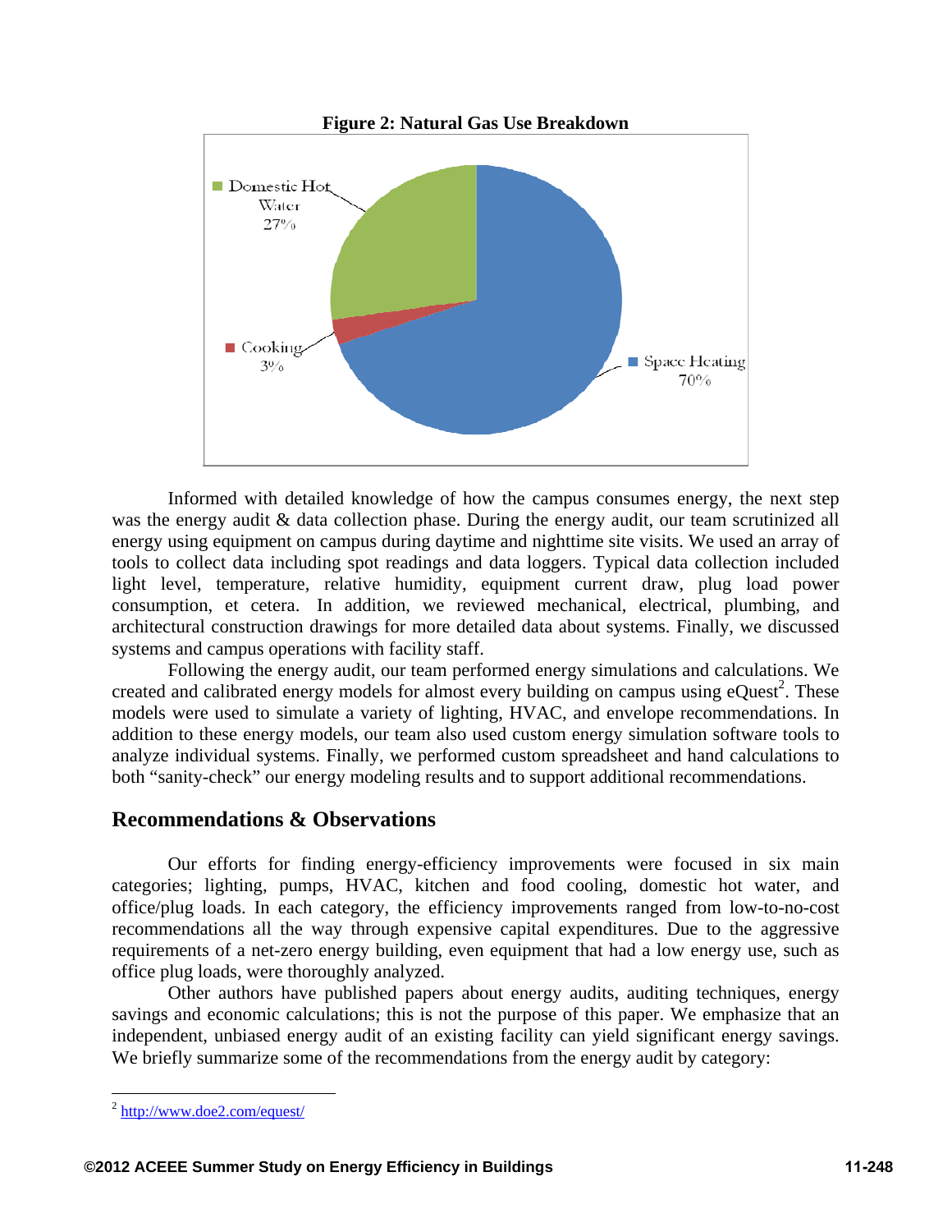**Figure 2: Natural Gas Use Breakdown**

Informed with detailed knowledge of how the campus consumes energy, the next step was the energy audit & data collection phase. During the energy audit, our team scrutinized all energy using equipment on campus during daytime and nighttime site visits. We used an array of tools to collect data including spot readings and data loggers. Typical data collection included light level, temperature, relative humidity, equipment current draw, plug load power consumption, et cetera. In addition, we reviewed mechanical, electrical, plumbing, and architectural construction drawings for more detailed data about systems. Finally, we discussed systems and campus operations with facility staff.

Following the energy audit, our team performed energy simulations and calculations. We created and calibrated energy models for almost every building on campus using eQuest[2]. These models were used to simulate a variety of lighting, HVAC, and envelope recommendations. In addition to these energy models, our team also used custom energy simulation software tools to analyze individual systems. Finally, we performed custom spreadsheet and hand calculations to both "sanity-check" our energy modeling results and to support additional recommendations.

## Recommendations & Observations

Our efforts for finding energy-efficiency improvements were focused in six main categories; lighting, pumps, HVAC, kitchen and food cooling, domestic hot water, and office/plug loads. In each category, the efficiency improvements ranged from low-to-no-cost recommendations all the way through expensive capital expenditures. Due to the aggressive requirements of a net-zero energy building, even equipment that had a low energy use, such as office plug loads, were thoroughly analyzed.

Other authors have published papers about energy audits, auditing techniques, energy savings and economic calculations; this is not the purpose of this paper. We emphasize that an independent, unbiased energy audit of an existing facility can yield significant energy savings. We briefly summarize some of the recommendations from the energy audit by category:

[2] http://www.doe2.com/equest/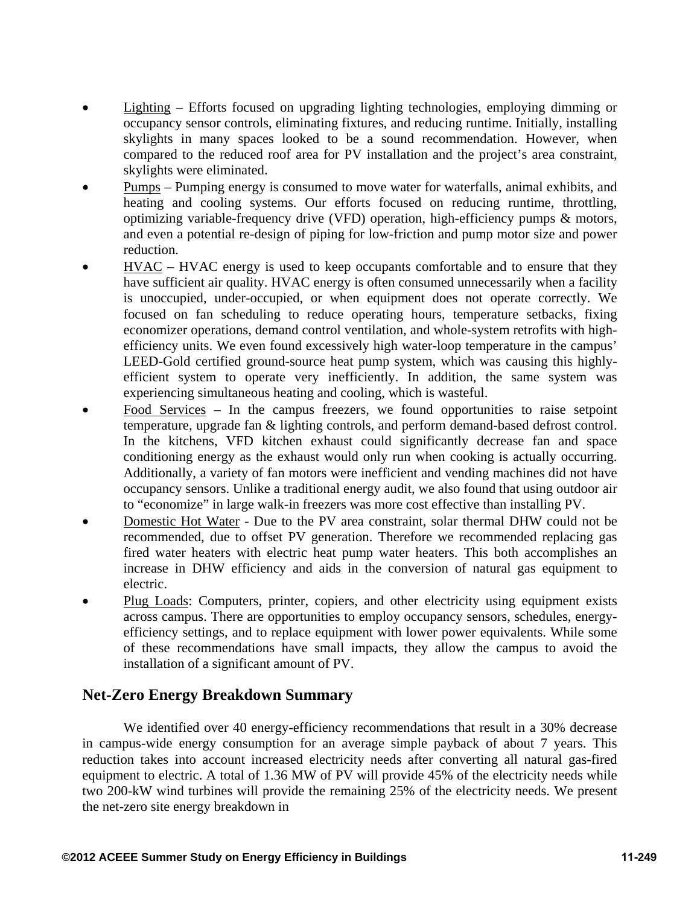- Lighting – Efforts focused on upgrading lighting technologies, employing dimming or occupancy sensor controls, eliminating fixtures, and reducing runtime. Initially, installing skylights in many spaces looked to be a sound recommendation. However, when compared to the reduced roof area for PV installation and the project's area constraint, skylights were eliminated.
- Pumps – Pumping energy is consumed to move water for waterfalls, animal exhibits, and heating and cooling systems. Our efforts focused on reducing runtime, throttling, optimizing variable-frequency drive (VFD) operation, high-efficiency pumps & motors, and even a potential re-design of piping for low-friction and pump motor size and power reduction.
- HVAC – HVAC energy is used to keep occupants comfortable and to ensure that they have sufficient air quality. HVAC energy is often consumed unnecessarily when a facility is unoccupied, under-occupied, or when equipment does not operate correctly. We focused on fan scheduling to reduce operating hours, temperature setbacks, fixing economizer operations, demand control ventilation, and whole-system retrofits with high-efficiency units. We even found excessively high water-loop temperature in the campus' LEED-Gold certified ground-source heat pump system, which was causing this highly-efficient system to operate very inefficiently. In addition, the same system was experiencing simultaneous heating and cooling, which is wasteful.
- Food Services – In the campus freezers, we found opportunities to raise setpoint temperature, upgrade fan & lighting controls, and perform demand-based defrost control. In the kitchens, VFD kitchen exhaust could significantly decrease fan and space conditioning energy as the exhaust would only run when cooking is actually occurring. Additionally, a variety of fan motors were inefficient and vending machines did not have occupancy sensors. Unlike a traditional energy audit, we also found that using outdoor air to "economize" in large walk-in freezers was more cost effective than installing PV.
- Domestic Hot Water - Due to the PV area constraint, solar thermal DHW could not be recommended, due to offset PV generation. Therefore we recommended replacing gas fired water heaters with electric heat pump water heaters. This both accomplishes an increase in DHW efficiency and aids in the conversion of natural gas equipment to electric.
- Plug Loads: Computers, printer, copiers, and other electricity using equipment exists across campus. There are opportunities to employ occupancy sensors, schedules, energy-efficiency settings, and to replace equipment with lower power equivalents. While some of these recommendations have small impacts, they allow the campus to avoid the installation of a significant amount of PV.

## Net-Zero Energy Breakdown Summary

We identified over 40 energy-efficiency recommendations that result in a 30% decrease in campus-wide energy consumption for an average simple payback of about 7 years. This reduction takes into account increased electricity needs after converting all natural gas-fired equipment to electric. A total of 1.36 MW of PV will provide 45% of the electricity needs while two 200-kW wind turbines will provide the remaining 25% of the electricity needs. We present the net-zero site energy breakdown in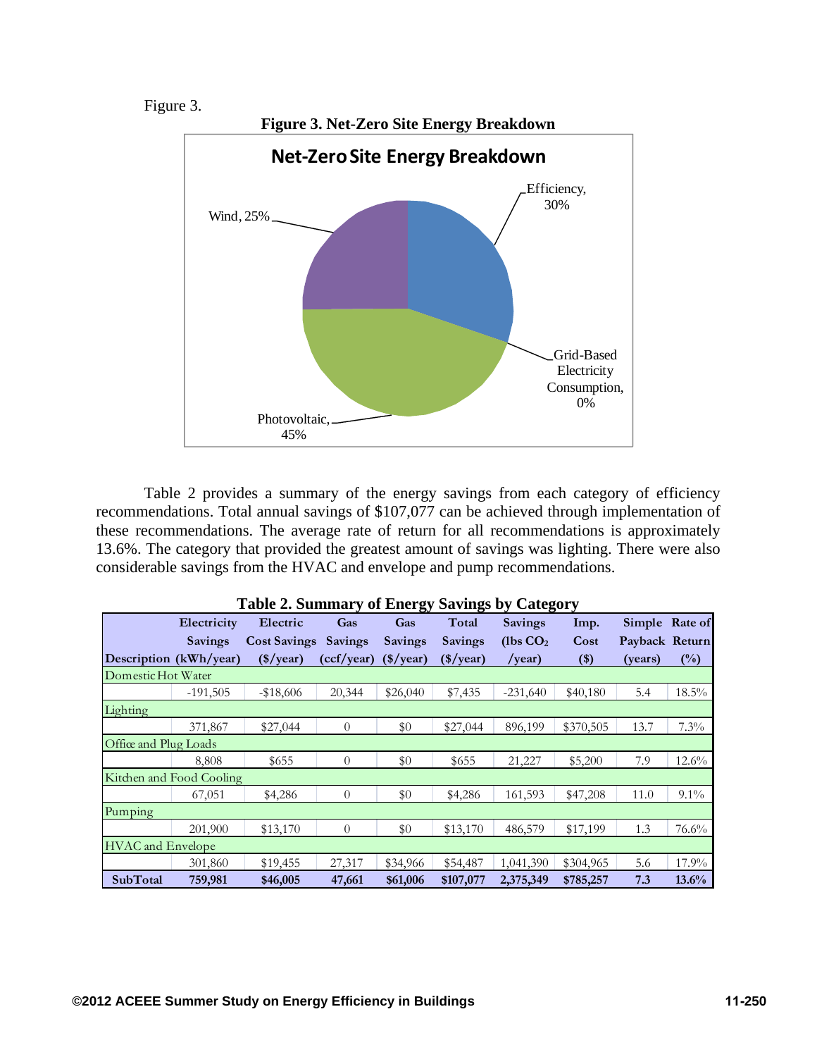Figure 3.

**Figure 3. Net-Zero Site Energy Breakdown**

Table 2 provides a summary of the energy savings from each category of efficiency recommendations. Total annual savings of $107,077 can be achieved through implementation of these recommendations. The average rate of return for all recommendations is approximately 13.6%. The category that provided the greatest amount of savings was lighting. There were also considerable savings from the HVAC and envelope and pump recommendations.

**Table 2. Summary of Energy Savings by Category**

| Description | Electricity Savings (kWh/year) | Electric Cost Savings ($/year) | Gas Savings (ccf/year) | Gas Savings ($/year) | Total Savings ($/year) | Savings (lbs $CO_2$ /year) | Imp. Cost ($) | Simple Payback (years) | Rate of Return (%) |
|---|---|---|---|---|---|---|---|---|---|
| Domestic Hot Water | | | | | | | | | |
| | -191,505 | -$18,606 | 20,344 | $26,040 | $7,435 | -231,640 | $40,180 | 5.4 | 18.5% |
| Lighting | | | | | | | | | |
| | 371,867 | $27,044 | 0 | $0 | $27,044 | 896,199 | $370,505 | 13.7 | 7.3% |
| Office and Plug Loads | | | | | | | | | |
| | 8,808 | $655 | 0 | $0 | $655 | 21,227 | $5,200 | 7.9 | 12.6% |
| Kitchen and Food Cooling | | | | | | | | | |
| | 67,051 | $4,286 | 0 | $0 | $4,286 | 161,593 | $47,208 | 11.0 | 9.1% |
| Pumping | | | | | | | | | |
| | 201,900 | $13,170 | 0 | $0 | $13,170 | 486,579 | $17,199 | 1.3 | 76.6% |
| HVAC and Envelope | | | | | | | | | |
| | 301,860 | $19,455 | 27,317 | $34,966 | $54,487 | 1,041,390 | $304,965 | 5.6 | 17.9% |
| **SubTotal** | **759,981** | **$46,005** | **47,661** | **$61,006** | **$107,077** | **2,375,349** | **$785,257** | **7.3** | **13.6%** |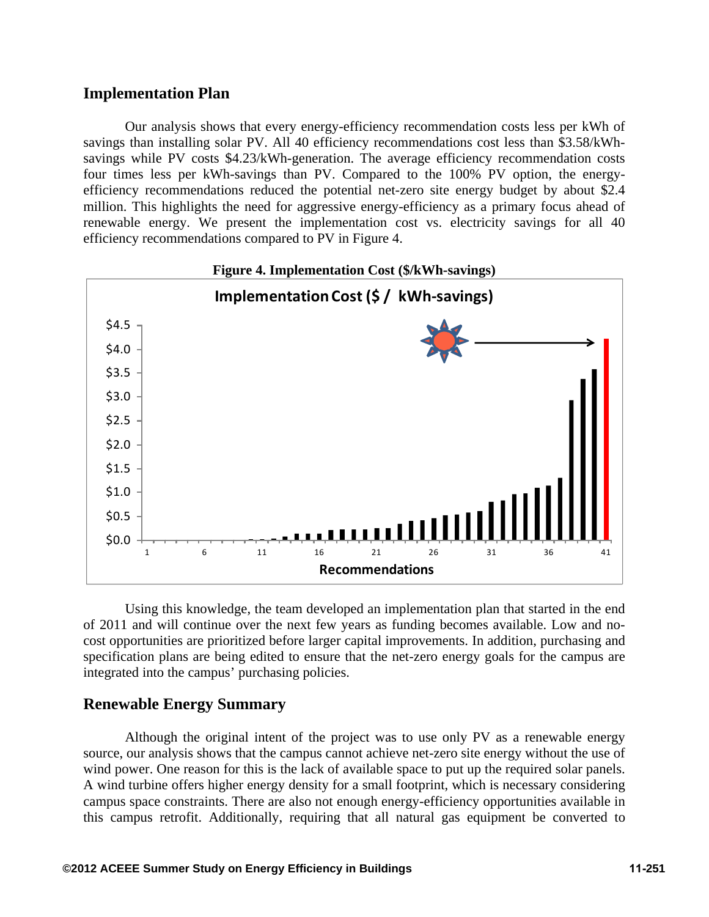## Implementation Plan

Our analysis shows that every energy-efficiency recommendation costs less per kWh of savings than installing solar PV. All 40 efficiency recommendations cost less than $3.58/kWh-savings while PV costs $4.23/kWh-generation. The average efficiency recommendation costs four times less per kWh-savings than PV. Compared to the 100% PV option, the energy-efficiency recommendations reduced the potential net-zero site energy budget by about $2.4 million. This highlights the need for aggressive energy-efficiency as a primary focus ahead of renewable energy. We present the implementation cost vs. electricity savings for all 40 efficiency recommendations compared to PV in Figure 4.

**Figure 4. Implementation Cost ($/kWh-savings)**

Using this knowledge, the team developed an implementation plan that started in the end of 2011 and will continue over the next few years as funding becomes available. Low and no-cost opportunities are prioritized before larger capital improvements. In addition, purchasing and specification plans are being edited to ensure that the net-zero energy goals for the campus are integrated into the campus' purchasing policies.

## Renewable Energy Summary

Although the original intent of the project was to use only PV as a renewable energy source, our analysis shows that the campus cannot achieve net-zero site energy without the use of wind power. One reason for this is the lack of available space to put up the required solar panels. A wind turbine offers higher energy density for a small footprint, which is necessary considering campus space constraints. There are also not enough energy-efficiency opportunities available in this campus retrofit. Additionally, requiring that all natural gas equipment be converted to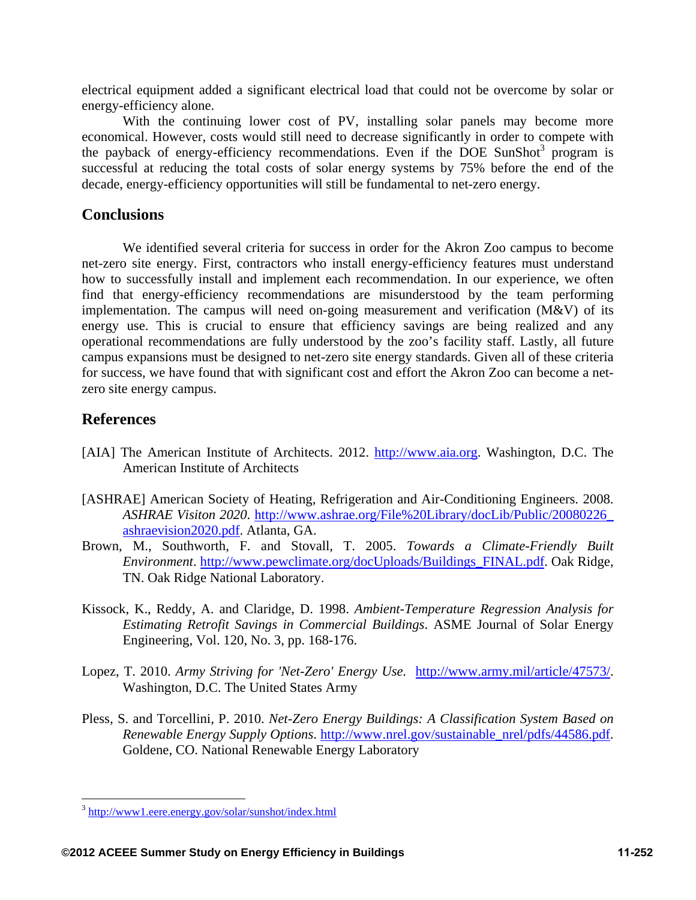electrical equipment added a significant electrical load that could not be overcome by solar or energy-efficiency alone.

With the continuing lower cost of PV, installing solar panels may become more economical. However, costs would still need to decrease significantly in order to compete with the payback of energy-efficiency recommendations. Even if the DOE SunShot[3] program is successful at reducing the total costs of solar energy systems by 75% before the end of the decade, energy-efficiency opportunities will still be fundamental to net-zero energy.

## Conclusions

We identified several criteria for success in order for the Akron Zoo campus to become net-zero site energy. First, contractors who install energy-efficiency features must understand how to successfully install and implement each recommendation. In our experience, we often find that energy-efficiency recommendations are misunderstood by the team performing implementation. The campus will need on-going measurement and verification (M&V) of its energy use. This is crucial to ensure that efficiency savings are being realized and any operational recommendations are fully understood by the zoo's facility staff. Lastly, all future campus expansions must be designed to net-zero site energy standards. Given all of these criteria for success, we have found that with significant cost and effort the Akron Zoo can become a net-zero site energy campus.

## References

[AIA] The American Institute of Architects. 2012. http://www.aia.org. Washington, D.C. The American Institute of Architects

[ASHRAE] American Society of Heating, Refrigeration and Air-Conditioning Engineers. 2008. *ASHRAE Visiton 2020*. http://www.ashrae.org/File%20Library/docLib/Public/20080226_ashraevision2020.pdf. Atlanta, GA.

Brown, M., Southworth, F. and Stovall, T. 2005. *Towards a Climate-Friendly Built Environment*. http://www.pewclimate.org/docUploads/Buildings_FINAL.pdf. Oak Ridge, TN. Oak Ridge National Laboratory.

Kissock, K., Reddy, A. and Claridge, D. 1998. *Ambient-Temperature Regression Analysis for Estimating Retrofit Savings in Commercial Buildings*. ASME Journal of Solar Energy Engineering, Vol. 120, No. 3, pp. 168-176.

Lopez, T. 2010. *Army Striving for 'Net-Zero' Energy Use*. http://www.army.mil/article/47573/. Washington, D.C. The United States Army

Pless, S. and Torcellini, P. 2010. *Net-Zero Energy Buildings: A Classification System Based on Renewable Energy Supply Options*. http://www.nrel.gov/sustainable_nrel/pdfs/44586.pdf. Goldene, CO. National Renewable Energy Laboratory

[3] http://www1.eere.energy.gov/solar/sunshot/index.html